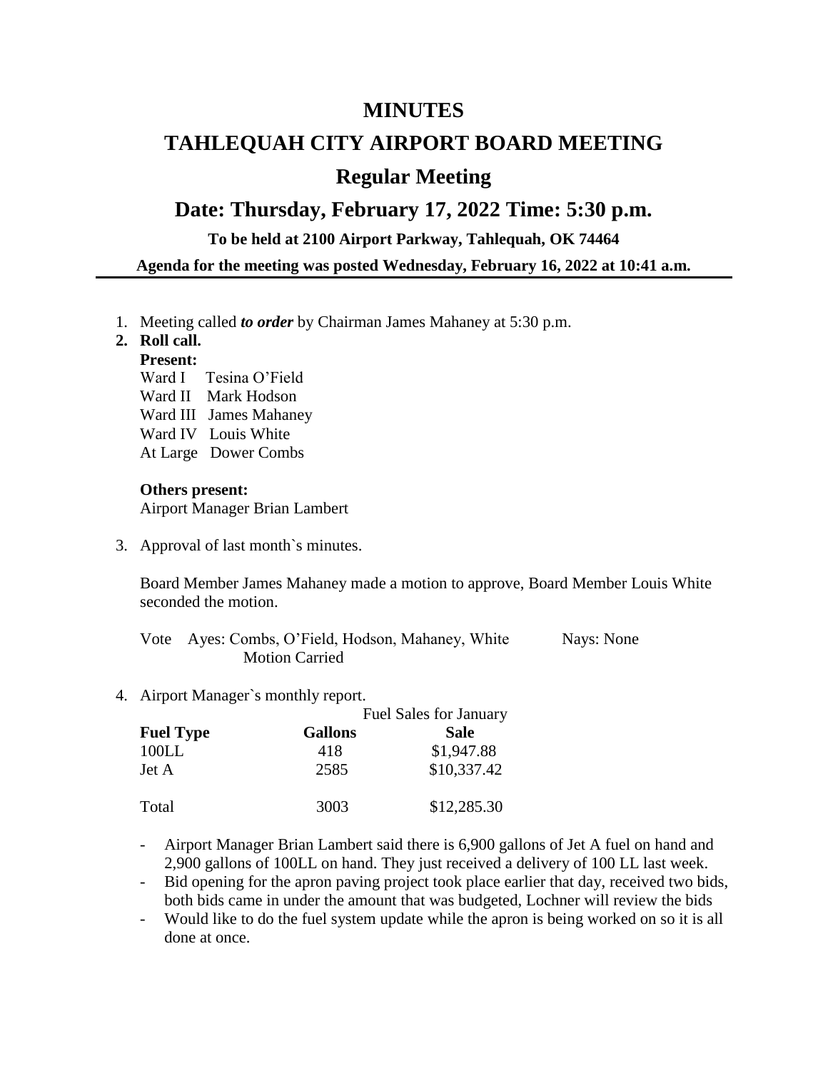# MINUTES

# TAHLEQUAH CITY AIRPORT BOARD MEETING

## Regular Meeting

## Date: Thursday, February 17, 2022 Time: 5:30 p.m.

**To be held at 2100 Airport Parkway, Tahlequah, OK 74464**

**Agenda for the meeting was posted Wednesday, February 16, 2022 at 10:41 a.m.**

---

1. Meeting called ***to order*** by Chairman James Mahaney at 5:30 p.m.
2. **Roll call.**

   **Present:**
   Ward I Tesina O'Field
   Ward II Mark Hodson
   Ward III James Mahaney
   Ward IV Louis White
   At Large Dower Combs

   **Others present:**
   Airport Manager Brian Lambert

3. Approval of last month`s minutes.

   Board Member James Mahaney made a motion to approve, Board Member Louis White seconded the motion.

   Vote Ayes: Combs, O'Field, Hodson, Mahaney, White Nays: None
   Motion Carried

4. Airport Manager`s monthly report.

   Fuel Sales for January

   | **Fuel Type** | **Gallons** | **Sale** |
   |---|---|---|
   | 100LL | 418 | $1,947.88 |
   | Jet A | 2585 | $10,337.42 |
   | Total | 3003 | $12,285.30 |

   - Airport Manager Brian Lambert said there is 6,900 gallons of Jet A fuel on hand and 2,900 gallons of 100LL on hand. They just received a delivery of 100 LL last week.
   - Bid opening for the apron paving project took place earlier that day, received two bids, both bids came in under the amount that was budgeted, Lochner will review the bids
   - Would like to do the fuel system update while the apron is being worked on so it is all done at once.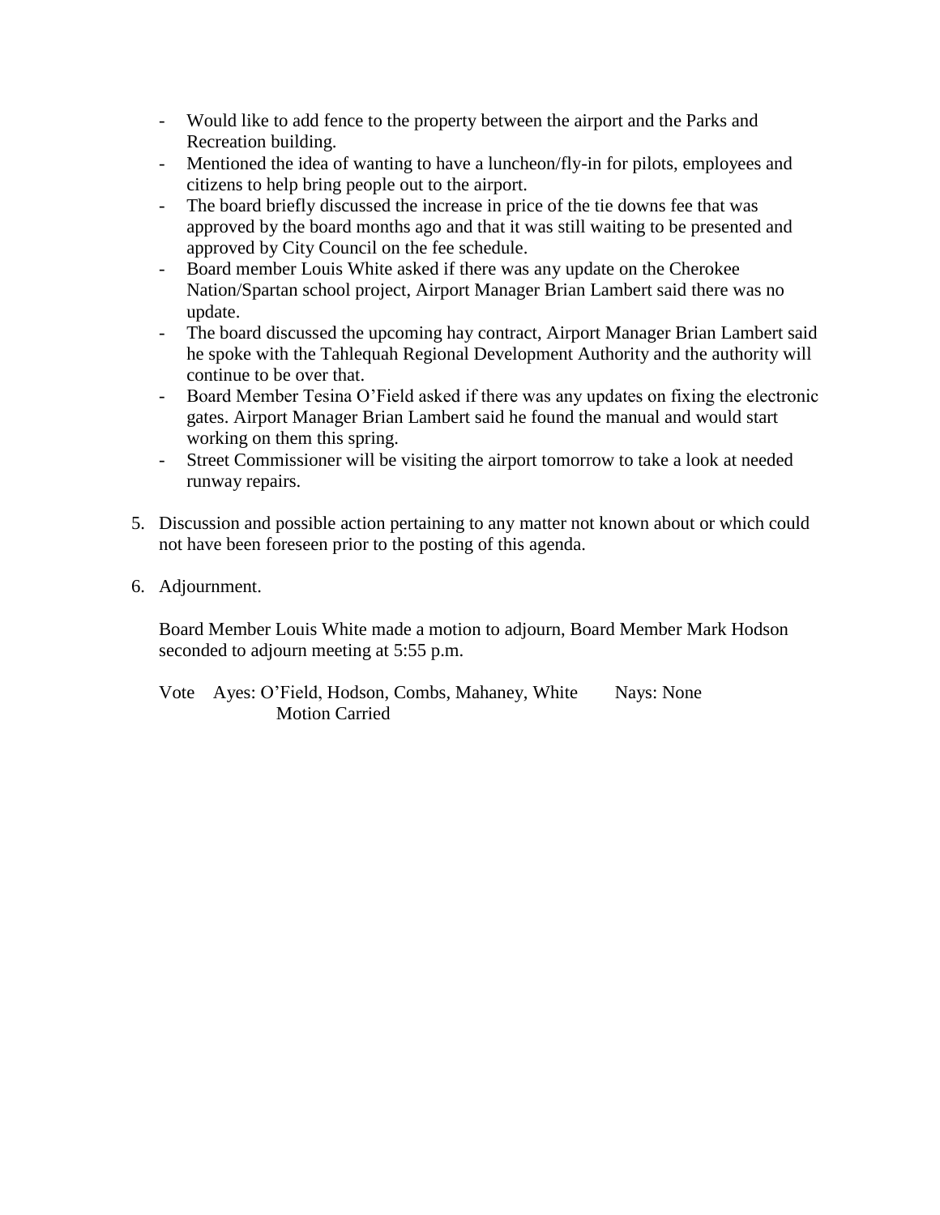- Would like to add fence to the property between the airport and the Parks and Recreation building.
- Mentioned the idea of wanting to have a luncheon/fly-in for pilots, employees and citizens to help bring people out to the airport.
- The board briefly discussed the increase in price of the tie downs fee that was approved by the board months ago and that it was still waiting to be presented and approved by City Council on the fee schedule.
- Board member Louis White asked if there was any update on the Cherokee Nation/Spartan school project, Airport Manager Brian Lambert said there was no update.
- The board discussed the upcoming hay contract, Airport Manager Brian Lambert said he spoke with the Tahlequah Regional Development Authority and the authority will continue to be over that.
- Board Member Tesina O'Field asked if there was any updates on fixing the electronic gates. Airport Manager Brian Lambert said he found the manual and would start working on them this spring.
- Street Commissioner will be visiting the airport tomorrow to take a look at needed runway repairs.

5. Discussion and possible action pertaining to any matter not known about or which could not have been foreseen prior to the posting of this agenda.

6. Adjournment.

   Board Member Louis White made a motion to adjourn, Board Member Mark Hodson seconded to adjourn meeting at 5:55 p.m.

   Vote Ayes: O'Field, Hodson, Combs, Mahaney, White Nays: None
   Motion Carried